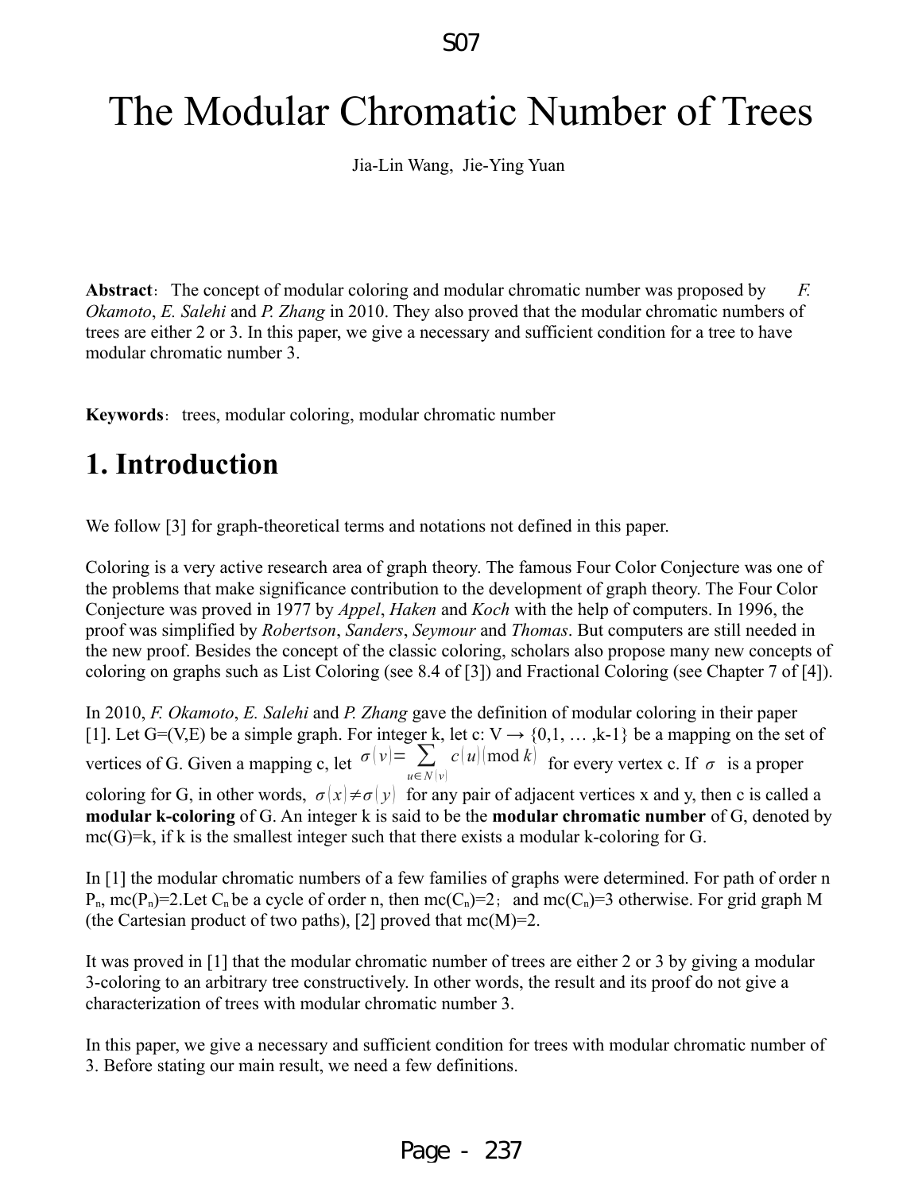# The Modular Chromatic Number of Trees

Jia-Lin Wang, Jie-Ying Yuan

**Abstract**: The concept of modular coloring and modular chromatic number was proposed by *F. Okamoto*, *E. Salehi* and *P. Zhang* in 2010. They also proved that the modular chromatic numbers of trees are either 2 or 3. In this paper, we give a necessary and sufficient condition for a tree to have modular chromatic number 3.

**Keywords**: trees, modular coloring, modular chromatic number

# 1. Introduction

We follow [3] for graph-theoretical terms and notations not defined in this paper.

Coloring is a very active research area of graph theory. The famous Four Color Conjecture was one of the problems that make significance contribution to the development of graph theory. The Four Color Conjecture was proved in 1977 by *Appel*, *Haken* and *Koch* with the help of computers. In 1996, the proof was simplified by *Robertson*, *Sanders*, *Seymour* and *Thomas*. But computers are still needed in the new proof. Besides the concept of the classic coloring, scholars also propose many new concepts of coloring on graphs such as List Coloring (see 8.4 of [3]) and Fractional Coloring (see Chapter 7 of [4]).

In 2010, *F. Okamoto*, *E. Salehi* and *P. Zhang* gave the definition of modular coloring in their paper [1]. Let G=(V,E) be a simple graph. For integer k, let c: V → {0,1, … ,k-1} be a mapping on the set of vertices of G. Given a mapping c, let $\sigma(v)=\sum_{u\in N(v)} c(u) \pmod{k}$ for every vertex c. If $\sigma$ is a proper coloring for G, in other words, $\sigma(x)\neq\sigma(y)$ for any pair of adjacent vertices x and y, then c is called a **modular k-coloring** of G. An integer k is said to be the **modular chromatic number** of G, denoted by mc(G)=k, if k is the smallest integer such that there exists a modular k-coloring for G.

In [1] the modular chromatic numbers of a few families of graphs were determined. For path of order n $P_n$, mc($P_n$)=2.Let $C_n$ be a cycle of order n, then mc($C_n$)=2; and mc($C_n$)=3 otherwise. For grid graph M (the Cartesian product of two paths), [2] proved that mc(M)=2.

It was proved in [1] that the modular chromatic number of trees are either 2 or 3 by giving a modular 3-coloring to an arbitrary tree constructively. In other words, the result and its proof do not give a characterization of trees with modular chromatic number 3.

In this paper, we give a necessary and sufficient condition for trees with modular chromatic number of 3. Before stating our main result, we need a few definitions.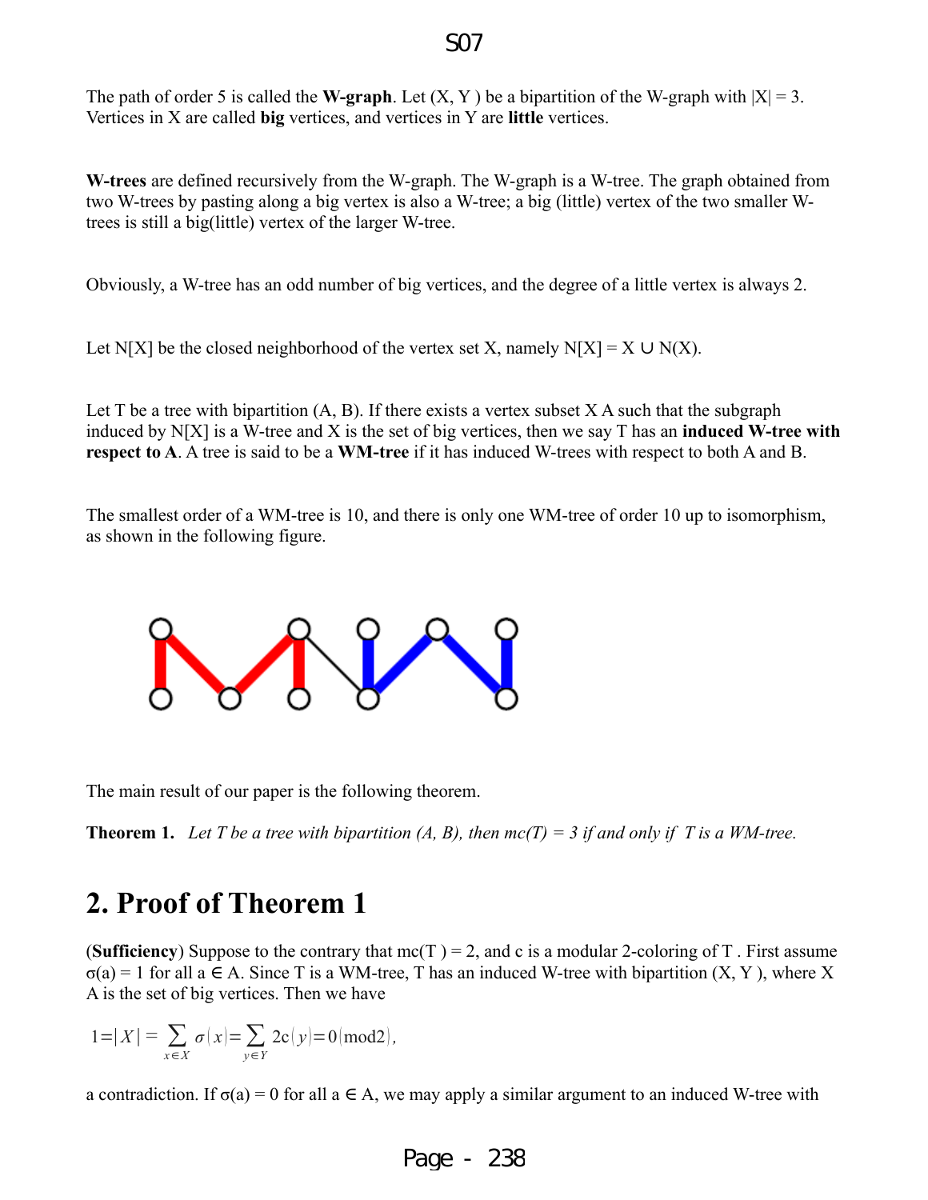The path of order 5 is called the **W-graph**. Let (X, Y ) be a bipartition of the W-graph with |X| = 3. Vertices in X are called **big** vertices, and vertices in Y are **little** vertices.

**W-trees** are defined recursively from the W-graph. The W-graph is a W-tree. The graph obtained from two W-trees by pasting along a big vertex is also a W-tree; a big (little) vertex of the two smaller W-trees is still a big(little) vertex of the larger W-tree.

Obviously, a W-tree has an odd number of big vertices, and the degree of a little vertex is always 2.

Let N[X] be the closed neighborhood of the vertex set X, namely N[X] = X ∪ N(X).

Let T be a tree with bipartition (A, B). If there exists a vertex subset X A such that the subgraph induced by N[X] is a W-tree and X is the set of big vertices, then we say T has an **induced W-tree with respect to A**. A tree is said to be a **WM-tree** if it has induced W-trees with respect to both A and B.

The smallest order of a WM-tree is 10, and there is only one WM-tree of order 10 up to isomorphism, as shown in the following figure.

The main result of our paper is the following theorem.

**Theorem 1.** *Let T be a tree with bipartition (A, B), then mc(T) = 3 if and only if T is a WM-tree.*

## 2. Proof of Theorem 1

(**Sufficiency**) Suppose to the contrary that mc(T ) = 2, and c is a modular 2-coloring of T . First assume σ(a) = 1 for all a ∈ A. Since T is a WM-tree, T has an induced W-tree with bipartition (X, Y ), where X A is the set of big vertices. Then we have

$$1=|X|=\sum_{x\in X}\sigma(x)=\sum_{y\in Y}2c(y)=0 \pmod 2,$$

a contradiction. If σ(a) = 0 for all a ∈ A, we may apply a similar argument to an induced W-tree with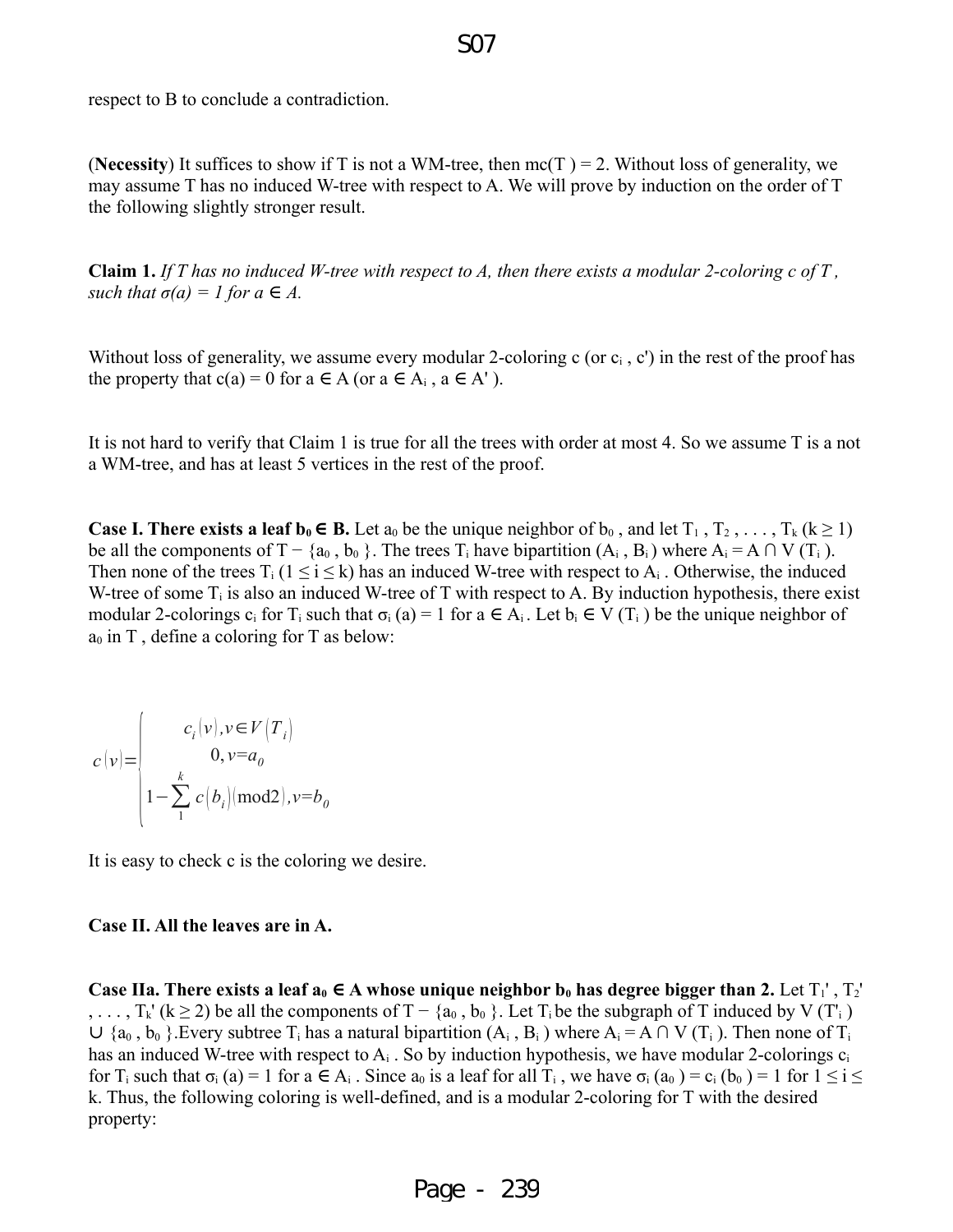respect to B to conclude a contradiction.

(**Necessity**) It suffices to show if T is not a WM-tree, then $mc(T) = 2$. Without loss of generality, we may assume T has no induced W-tree with respect to A. We will prove by induction on the order of T the following slightly stronger result.

**Claim 1.** *If T has no induced W-tree with respect to A, then there exists a modular 2-coloring c of T, such that $\sigma(a) = 1$ for $a \in A$.*

Without loss of generality, we assume every modular 2-coloring c (or $c_i$, c') in the rest of the proof has the property that $c(a) = 0$ for $a \in A$ (or $a \in A_i$, $a \in A'$).

It is not hard to verify that Claim 1 is true for all the trees with order at most 4. So we assume T is a not a WM-tree, and has at least 5 vertices in the rest of the proof.

**Case I. There exists a leaf $b_0 \in B$.** Let $a_0$ be the unique neighbor of $b_0$, and let $T_1, T_2, \ldots, T_k$ ($k \geq 1$) be all the components of $T - \{a_0, b_0\}$. The trees $T_i$ have bipartition $(A_i, B_i)$ where $A_i = A \cap V(T_i)$. Then none of the trees $T_i$ ($1 \leq i \leq k$) has an induced W-tree with respect to $A_i$. Otherwise, the induced W-tree of some $T_i$ is also an induced W-tree of T with respect to A. By induction hypothesis, there exist modular 2-colorings $c_i$ for $T_i$ such that $\sigma_i(a) = 1$ for $a \in A_i$. Let $b_i \in V(T_i)$ be the unique neighbor of $a_0$ in T, define a coloring for T as below:

$$c(v) = \begin{cases} c_i(v), v \in V(T_i) \\ 0, v = a_0 \\ 1 - \sum_{1}^{k} c(b_i) (\text{mod} 2), v = b_0 \end{cases}$$

It is easy to check c is the coloring we desire.

**Case II. All the leaves are in A.**

**Case IIa. There exists a leaf $a_0 \in A$ whose unique neighbor $b_0$ has degree bigger than 2.** Let $T_1', T_2', \ldots, T_k'$ ($k \geq 2$) be all the components of $T - \{a_0, b_0\}$. Let $T_i$ be the subgraph of T induced by $V(T'_i) \cup \{a_0, b_0\}$. Every subtree $T_i$ has a natural bipartition $(A_i, B_i)$ where $A_i = A \cap V(T_i)$. Then none of $T_i$ has an induced W-tree with respect to $A_i$. So by induction hypothesis, we have modular 2-colorings $c_i$ for $T_i$ such that $\sigma_i(a) = 1$ for $a \in A_i$. Since $a_0$ is a leaf for all $T_i$, we have $\sigma_i(a_0) = c_i(b_0) = 1$ for $1 \leq i \leq k$. Thus, the following coloring is well-defined, and is a modular 2-coloring for T with the desired property: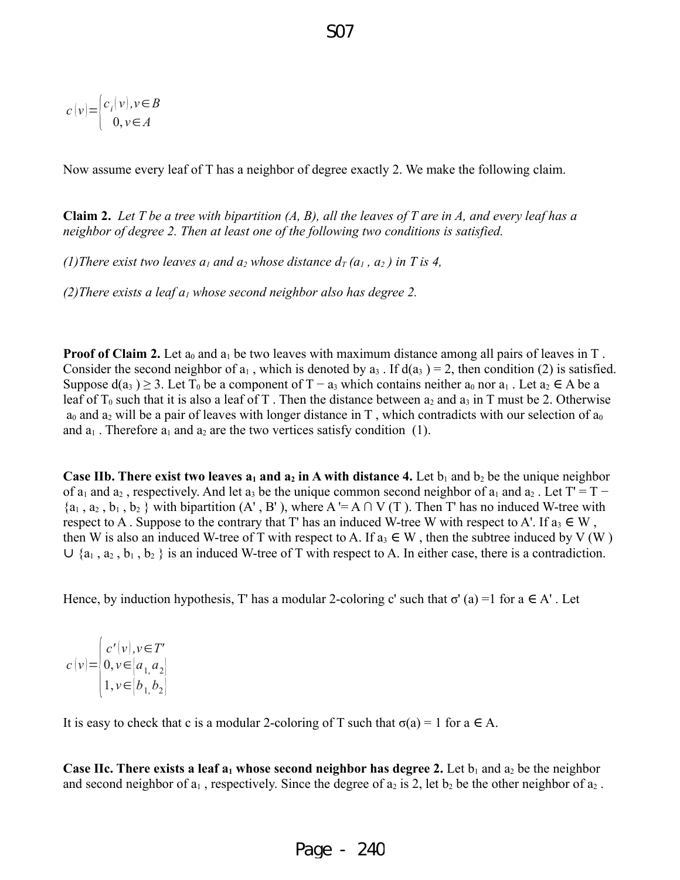$$c(v)=\begin{cases} c_i(v), v\in B \\ 0, v\in A \end{cases}$$

Now assume every leaf of T has a neighbor of degree exactly 2. We make the following claim.

**Claim 2.** *Let T be a tree with bipartition (A, B), all the leaves of T are in A, and every leaf has a neighbor of degree 2. Then at least one of the following two conditions is satisfied.*

*(1)There exist two leaves $a_1$ and $a_2$ whose distance $d_T(a_1, a_2)$ in T is 4,*

*(2)There exists a leaf $a_1$ whose second neighbor also has degree 2.*

**Proof of Claim 2.** Let $a_0$ and $a_1$ be two leaves with maximum distance among all pairs of leaves in T . Consider the second neighbor of $a_1$ , which is denoted by $a_3$ . If $d(a_3) = 2$, then condition (2) is satisfied. Suppose $d(a_3) \geq 3$. Let $T_0$ be a component of $T - a_3$ which contains neither $a_0$ nor $a_1$ . Let $a_2 \in A$ be a leaf of $T_0$ such that it is also a leaf of T . Then the distance between $a_2$ and $a_3$ in T must be 2. Otherwise $a_0$ and $a_2$ will be a pair of leaves with longer distance in T , which contradicts with our selection of $a_0$ and $a_1$ . Therefore $a_1$ and $a_2$ are the two vertices satisfy condition (1).

**Case IIb. There exist two leaves $a_1$ and $a_2$ in A with distance 4.** Let $b_1$ and $b_2$ be the unique neighbor of $a_1$ and $a_2$ , respectively. And let $a_3$ be the unique common second neighbor of $a_1$ and $a_2$ . Let $T' = T - \{a_1, a_2, b_1, b_2\}$ with bipartition (A' , B' ), where $A' = A \cap V(T)$. Then T' has no induced W-tree with respect to A . Suppose to the contrary that T' has an induced W-tree W with respect to A'. If $a_3 \in W$ , then W is also an induced W-tree of T with respect to A. If $a_3 \in W$ , then the subtree induced by $V(W) \cup \{a_1, a_2, b_1, b_2\}$ is an induced W-tree of T with respect to A. In either case, there is a contradiction.

Hence, by induction hypothesis, T' has a modular 2-coloring c' such that $\sigma'(a) = 1$ for $a \in A'$ . Let

$$c(v)=\begin{cases} c'(v), v\in T' \\ 0, v\in \{a_1, a_2\} \\ 1, v\in \{b_1, b_2\} \end{cases}$$

It is easy to check that c is a modular 2-coloring of T such that $\sigma(a) = 1$ for $a \in A$.

**Case IIc. There exists a leaf $a_1$ whose second neighbor has degree 2.** Let $b_1$ and $a_2$ be the neighbor and second neighbor of $a_1$ , respectively. Since the degree of $a_2$ is 2, let $b_2$ be the other neighbor of $a_2$ .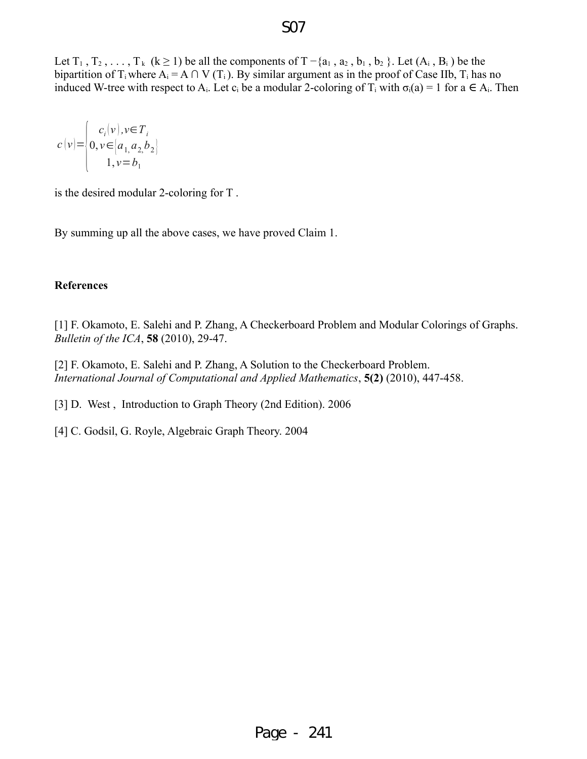Let $T_1, T_2, \ldots, T_k$ ($k \geq 1$) be all the components of $T - \{a_1, a_2, b_1, b_2\}$. Let $(A_i, B_i)$ be the bipartition of $T_i$ where $A_i = A \cap V(T_i)$. By similar argument as in the proof of Case IIb, $T_i$ has no induced W-tree with respect to $A_i$. Let $c_i$ be a modular 2-coloring of $T_i$ with $\sigma_i(a) = 1$ for $a \in A_i$. Then

$$c(v) = \begin{cases} c_i(v), v \in T_i \\ 0, v \in \{a_1, a_2, b_2\} \\ 1, v = b_1 \end{cases}$$

is the desired modular 2-coloring for $T$.

By summing up all the above cases, we have proved Claim 1.

**References**

[1] F. Okamoto, E. Salehi and P. Zhang, A Checkerboard Problem and Modular Colorings of Graphs. *Bulletin of the ICA*, **58** (2010), 29-47.

[2] F. Okamoto, E. Salehi and P. Zhang, A Solution to the Checkerboard Problem. *International Journal of Computational and Applied Mathematics*, **5(2)** (2010), 447-458.

[3] D. West , Introduction to Graph Theory (2nd Edition). 2006

[4] C. Godsil, G. Royle, Algebraic Graph Theory. 2004